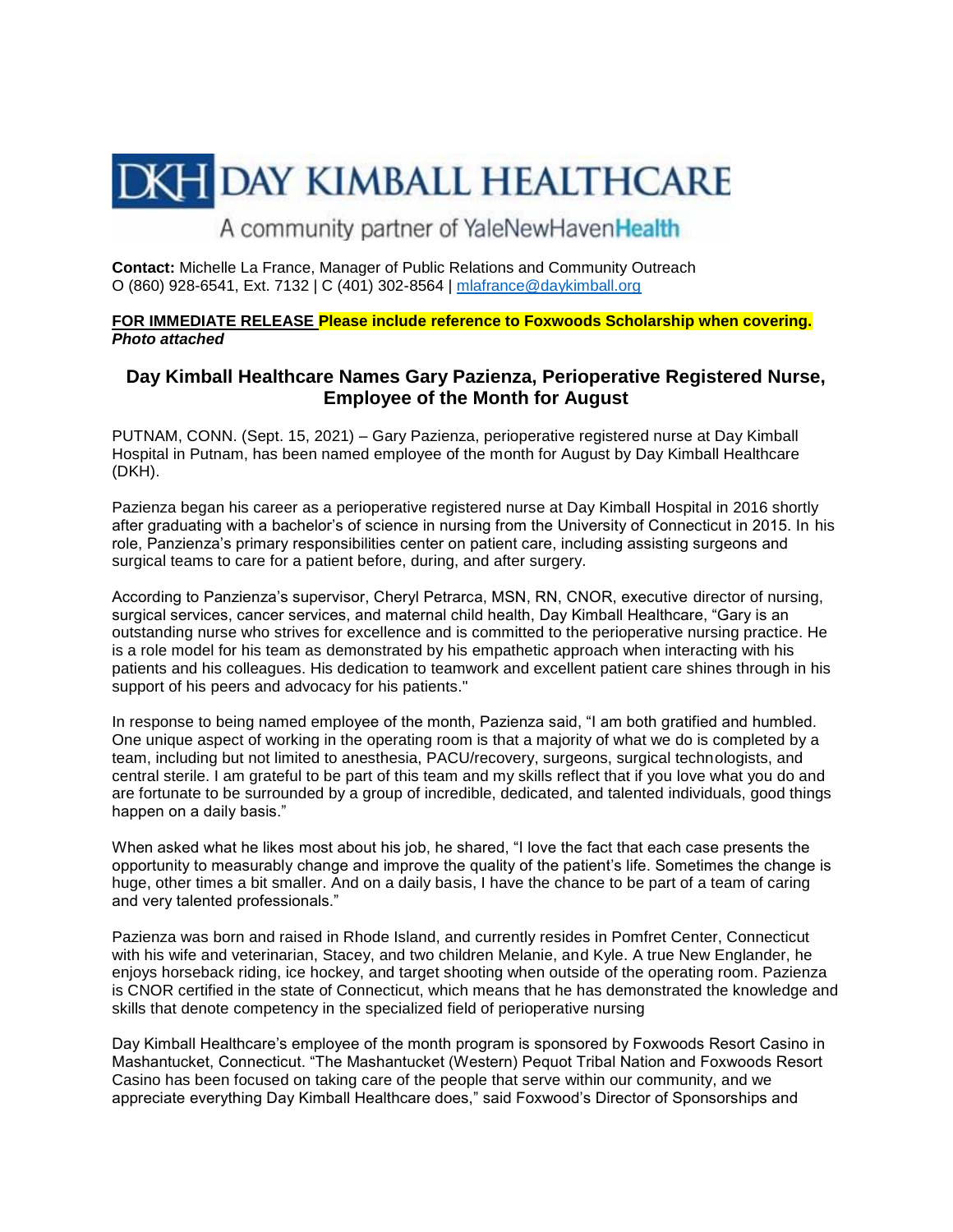# DAY KIMBALL HEALTHCARE

A community partner of YaleNewHavenHealth

**Contact:** Michelle La France, Manager of Public Relations and Community Outreach
O (860) 928-6541, Ext. 7132 | C (401) 302-8564 | mlafrance@daykimball.org

**FOR IMMEDIATE RELEASE Please include reference to Foxwoods Scholarship when covering.**
***Photo attached***

## Day Kimball Healthcare Names Gary Pazienza, Perioperative Registered Nurse, Employee of the Month for August

PUTNAM, CONN. (Sept. 15, 2021) – Gary Pazienza, perioperative registered nurse at Day Kimball Hospital in Putnam, has been named employee of the month for August by Day Kimball Healthcare (DKH).

Pazienza began his career as a perioperative registered nurse at Day Kimball Hospital in 2016 shortly after graduating with a bachelor's of science in nursing from the University of Connecticut in 2015. In his role, Panzienza's primary responsibilities center on patient care, including assisting surgeons and surgical teams to care for a patient before, during, and after surgery.

According to Panzienza's supervisor, Cheryl Petrarca, MSN, RN, CNOR, executive director of nursing, surgical services, cancer services, and maternal child health, Day Kimball Healthcare, "Gary is an outstanding nurse who strives for excellence and is committed to the perioperative nursing practice. He is a role model for his team as demonstrated by his empathetic approach when interacting with his patients and his colleagues. His dedication to teamwork and excellent patient care shines through in his support of his peers and advocacy for his patients."

In response to being named employee of the month, Pazienza said, "I am both gratified and humbled. One unique aspect of working in the operating room is that a majority of what we do is completed by a team, including but not limited to anesthesia, PACU/recovery, surgeons, surgical technologists, and central sterile. I am grateful to be part of this team and my skills reflect that if you love what you do and are fortunate to be surrounded by a group of incredible, dedicated, and talented individuals, good things happen on a daily basis."

When asked what he likes most about his job, he shared, "I love the fact that each case presents the opportunity to measurably change and improve the quality of the patient's life. Sometimes the change is huge, other times a bit smaller. And on a daily basis, I have the chance to be part of a team of caring and very talented professionals."

Pazienza was born and raised in Rhode Island, and currently resides in Pomfret Center, Connecticut with his wife and veterinarian, Stacey, and two children Melanie, and Kyle. A true New Englander, he enjoys horseback riding, ice hockey, and target shooting when outside of the operating room. Pazienza is CNOR certified in the state of Connecticut, which means that he has demonstrated the knowledge and skills that denote competency in the specialized field of perioperative nursing

Day Kimball Healthcare's employee of the month program is sponsored by Foxwoods Resort Casino in Mashantucket, Connecticut. "The Mashantucket (Western) Pequot Tribal Nation and Foxwoods Resort Casino has been focused on taking care of the people that serve within our community, and we appreciate everything Day Kimball Healthcare does," said Foxwood's Director of Sponsorships and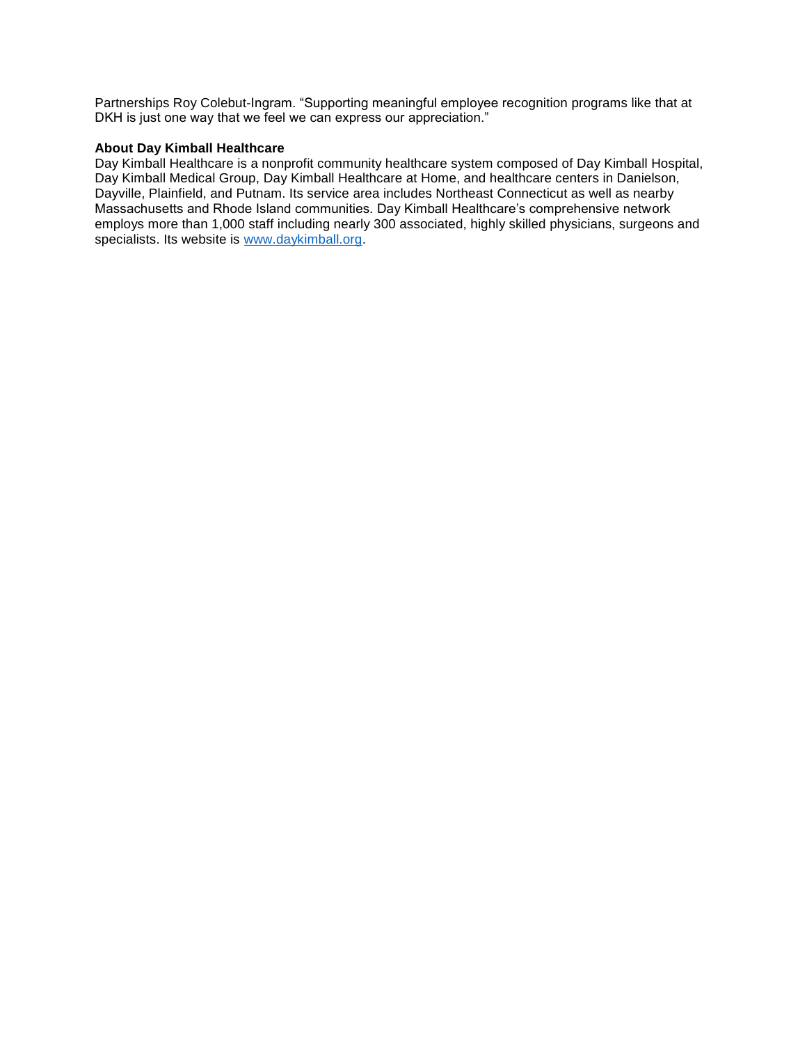Partnerships Roy Colebut-Ingram. “Supporting meaningful employee recognition programs like that at DKH is just one way that we feel we can express our appreciation.”

**About Day Kimball Healthcare**

Day Kimball Healthcare is a nonprofit community healthcare system composed of Day Kimball Hospital, Day Kimball Medical Group, Day Kimball Healthcare at Home, and healthcare centers in Danielson, Dayville, Plainfield, and Putnam. Its service area includes Northeast Connecticut as well as nearby Massachusetts and Rhode Island communities. Day Kimball Healthcare’s comprehensive network employs more than 1,000 staff including nearly 300 associated, highly skilled physicians, surgeons and specialists. Its website is [www.daykimball.org](http://www.daykimball.org).